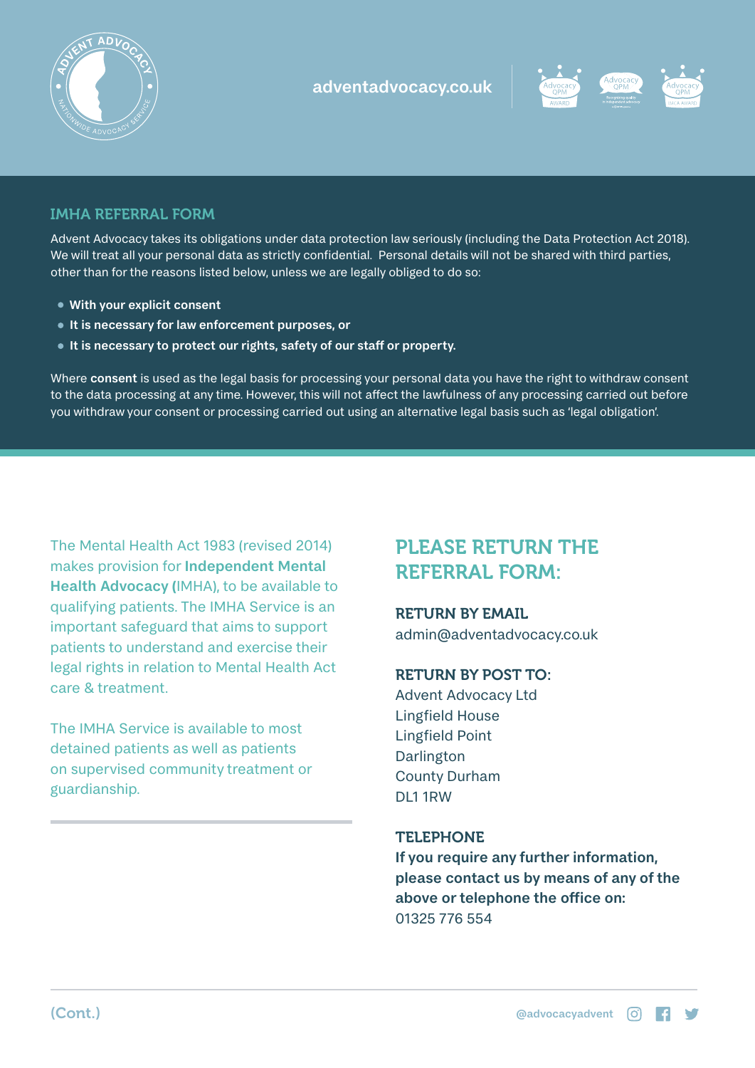adventadvocacy.co.uk

## IMHA REFERRAL FORM

Advent Advocacy takes its obligations under data protection law seriously (including the Data Protection Act 2018). We will treat all your personal data as strictly confidential. Personal details will not be shared with third parties, other than for the reasons listed below, unless we are legally obliged to do so:

- **With your explicit consent**
- **It is necessary for law enforcement purposes, or**
- **It is necessary to protect our rights, safety of our staff or property.**

Where **consent** is used as the legal basis for processing your personal data you have the right to withdraw consent to the data processing at any time. However, this will not affect the lawfulness of any processing carried out before you withdraw your consent or processing carried out using an alternative legal basis such as 'legal obligation'.

The Mental Health Act 1983 (revised 2014) makes provision for **Independent Mental Health Advocacy (**IMHA), to be available to qualifying patients. The IMHA Service is an important safeguard that aims to support patients to understand and exercise their legal rights in relation to Mental Health Act care & treatment.

The IMHA Service is available to most detained patients as well as patients on supervised community treatment or guardianship.

## PLEASE RETURN THE REFERRAL FORM:

**RETURN BY EMAIL**
admin@adventadvocacy.co.uk

**RETURN BY POST TO:**
Advent Advocacy Ltd
Lingfield House
Lingfield Point
Darlington
County Durham
DL1 1RW

**TELEPHONE**
**If you require any further information, please contact us by means of any of the above or telephone the office on:**
01325 776 554

(Cont.)

@advocacyadvent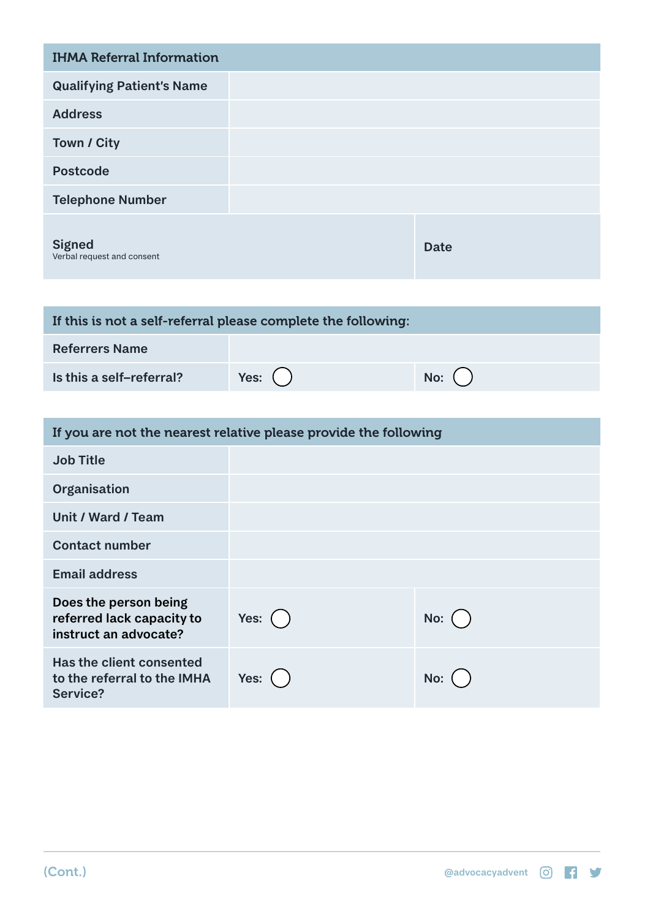| IHMA Referral Information | | |
|---|---|---|
| Qualifying Patient's Name | | |
| Address | | |
| Town / City | | |
| Postcode | | |
| Telephone Number | | |
| **Signed**<br>Verbal request and consent | | Date |

| If this is not a self-referral please complete the following: | | |
|---|---|---|
| Referrers Name | | |
| Is this a self–referral? | Yes: ◯ | No: ◯ |

| If you are not the nearest relative please provide the following | | |
|---|---|---|
| Job Title | | |
| Organisation | | |
| Unit / Ward / Team | | |
| Contact number | | |
| Email address | | |
| Does the person being referred lack capacity to instruct an advocate? | Yes: ◯ | No: ◯ |
| Has the client consented to the referral to the IMHA Service? | Yes: ◯ | No: ◯ |

(Cont.)

@advocacyadvent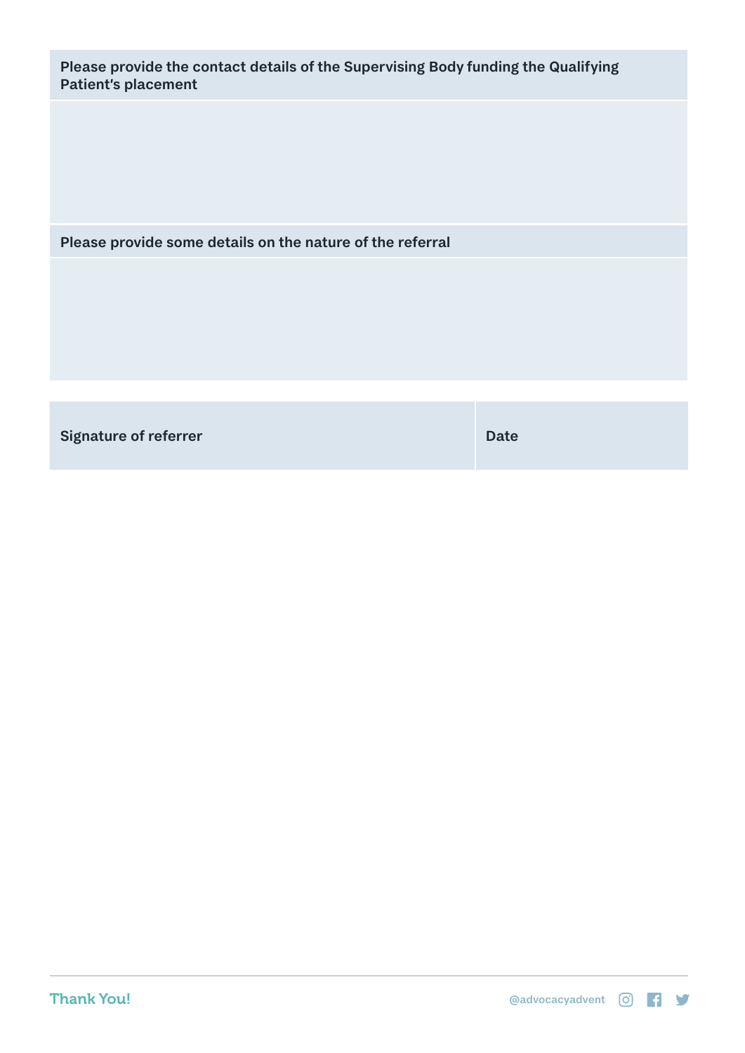| Please provide the contact details of the Supervising Body funding the Qualifying Patient's placement |
| --- |
| |

| Please provide some details on the nature of the referral |
| --- |
| |

| Signature of referrer | Date |
| --- | --- |

Thank You!

@advocacyadvent